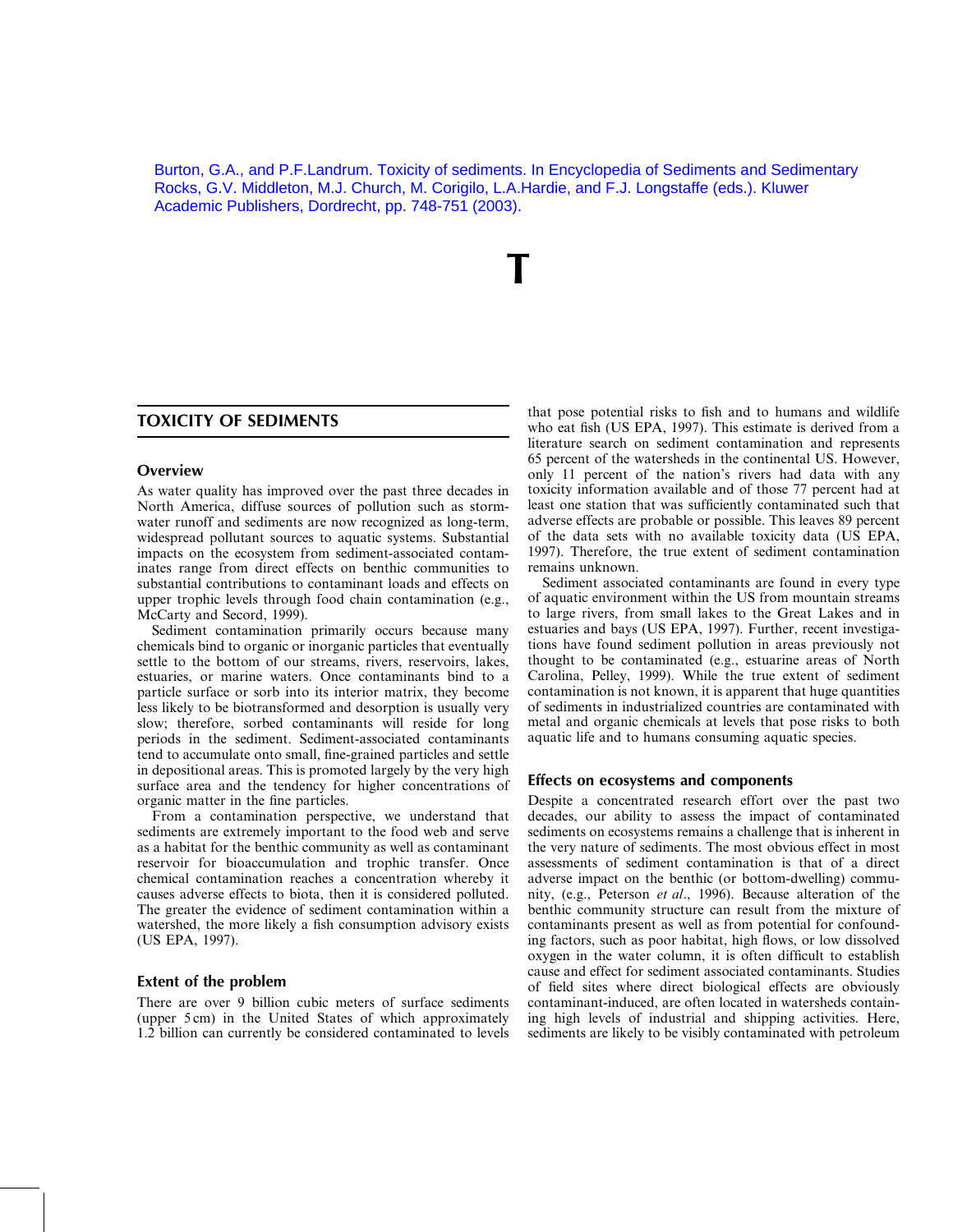Burton, G.A., and P.F.Landrum. Toxicity of sediments. In Encyclopedia of Sediments and Sedimentary Rocks, G.V. Middleton, M.J. Church, M. Corigilo, L.A.Hardie, and F.J. Longstaffe (eds.). Kluwer Academic Publishers, Dordrecht, pp. 748-751 (2003).

# T

## TOXICITY OF SEDIMENTS

### Overview

As water quality has improved over the past three decades in North America, diffuse sources of pollution such as stormwater runoff and sediments are now recognized as long-term, widespread pollutant sources to aquatic systems. Substantial impacts on the ecosystem from sediment-associated contaminates range from direct effects on benthic communities to substantial contributions to contaminant loads and effects on upper trophic levels through food chain contamination (e.g., McCarty and Secord, 1999).

Sediment contamination primarily occurs because many chemicals bind to organic or inorganic particles that eventually settle to the bottom of our streams, rivers, reservoirs, lakes, estuaries, or marine waters. Once contaminants bind to a particle surface or sorb into its interior matrix, they become less likely to be biotransformed and desorption is usually very slow; therefore, sorbed contaminants will reside for long periods in the sediment. Sediment-associated contaminants tend to accumulate onto small, fine-grained particles and settle in depositional areas. This is promoted largely by the very high surface area and the tendency for higher concentrations of organic matter in the fine particles.

From a contamination perspective, we understand that sediments are extremely important to the food web and serve as a habitat for the benthic community as well as contaminant reservoir for bioaccumulation and trophic transfer. Once chemical contamination reaches a concentration whereby it causes adverse effects to biota, then it is considered polluted. The greater the evidence of sediment contamination within a watershed, the more likely a fish consumption advisory exists (US EPA, 1997).

### Extent of the problem

There are over 9 billion cubic meters of surface sediments (upper 5 cm) in the United States of which approximately 1.2 billion can currently be considered contaminated to levels that pose potential risks to fish and to humans and wildlife who eat fish (US EPA, 1997). This estimate is derived from a literature search on sediment contamination and represents 65 percent of the watersheds in the continental US. However, only 11 percent of the nation's rivers had data with any toxicity information available and of those 77 percent had at least one station that was sufficiently contaminated such that adverse effects are probable or possible. This leaves 89 percent of the data sets with no available toxicity data (US EPA, 1997). Therefore, the true extent of sediment contamination remains unknown.

Sediment associated contaminants are found in every type of aquatic environment within the US from mountain streams to large rivers, from small lakes to the Great Lakes and in estuaries and bays (US EPA, 1997). Further, recent investigations have found sediment pollution in areas previously not thought to be contaminated (e.g., estuarine areas of North Carolina, Pelley, 1999). While the true extent of sediment contamination is not known, it is apparent that huge quantities of sediments in industrialized countries are contaminated with metal and organic chemicals at levels that pose risks to both aquatic life and to humans consuming aquatic species.

### Effects on ecosystems and components

Despite a concentrated research effort over the past two decades, our ability to assess the impact of contaminated sediments on ecosystems remains a challenge that is inherent in the very nature of sediments. The most obvious effect in most assessments of sediment contamination is that of a direct adverse impact on the benthic (or bottom-dwelling) community, (e.g., Peterson *et al*., 1996). Because alteration of the benthic community structure can result from the mixture of contaminants present as well as from potential for confounding factors, such as poor habitat, high flows, or low dissolved oxygen in the water column, it is often difficult to establish cause and effect for sediment associated contaminants. Studies of field sites where direct biological effects are obviously contaminant-induced, are often located in watersheds containing high levels of industrial and shipping activities. Here, sediments are likely to be visibly contaminated with petroleum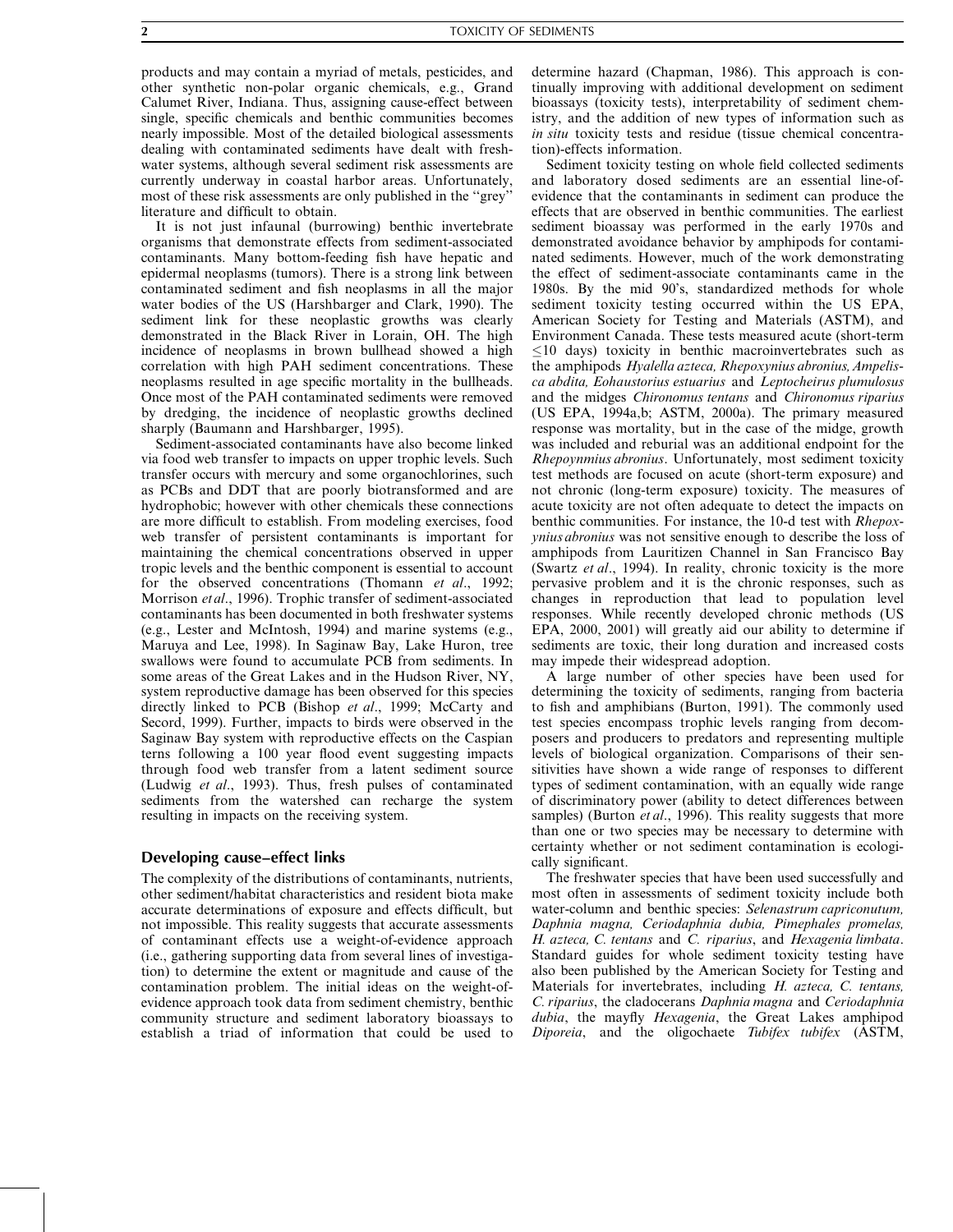products and may contain a myriad of metals, pesticides, and other synthetic non-polar organic chemicals, e.g., Grand Calumet River, Indiana. Thus, assigning cause-effect between single, specific chemicals and benthic communities becomes nearly impossible. Most of the detailed biological assessments dealing with contaminated sediments have dealt with freshwater systems, although several sediment risk assessments are currently underway in coastal harbor areas. Unfortunately, most of these risk assessments are only published in the "grey" literature and difficult to obtain.

It is not just infaunal (burrowing) benthic invertebrate organisms that demonstrate effects from sediment-associated contaminants. Many bottom-feeding fish have hepatic and epidermal neoplasms (tumors). There is a strong link between contaminated sediment and fish neoplasms in all the major water bodies of the US (Harshbarger and Clark, 1990). The sediment link for these neoplastic growths was clearly demonstrated in the Black River in Lorain, OH. The high incidence of neoplasms in brown bullhead showed a high correlation with high PAH sediment concentrations. These neoplasms resulted in age specific mortality in the bullheads. Once most of the PAH contaminated sediments were removed by dredging, the incidence of neoplastic growths declined sharply (Baumann and Harshbarger, 1995).

Sediment-associated contaminants have also become linked via food web transfer to impacts on upper trophic levels. Such transfer occurs with mercury and some organochlorines, such as PCBs and DDT that are poorly biotransformed and are hydrophobic; however with other chemicals these connections are more difficult to establish. From modeling exercises, food web transfer of persistent contaminants is important for maintaining the chemical concentrations observed in upper tropic levels and the benthic component is essential to account for the observed concentrations (Thomann *et al*., 1992; Morrison *et al*., 1996). Trophic transfer of sediment-associated contaminants has been documented in both freshwater systems (e.g., Lester and McIntosh, 1994) and marine systems (e.g., Maruya and Lee, 1998). In Saginaw Bay, Lake Huron, tree swallows were found to accumulate PCB from sediments. In some areas of the Great Lakes and in the Hudson River, NY, system reproductive damage has been observed for this species directly linked to PCB (Bishop *et al*., 1999; McCarty and Secord, 1999). Further, impacts to birds were observed in the Saginaw Bay system with reproductive effects on the Caspian terns following a 100 year flood event suggesting impacts through food web transfer from a latent sediment source (Ludwig *et al*., 1993). Thus, fresh pulses of contaminated sediments from the watershed can recharge the system resulting in impacts on the receiving system.

## Developing cause–effect links

The complexity of the distributions of contaminants, nutrients, other sediment/habitat characteristics and resident biota make accurate determinations of exposure and effects difficult, but not impossible. This reality suggests that accurate assessments of contaminant effects use a weight-of-evidence approach (i.e., gathering supporting data from several lines of investigation) to determine the extent or magnitude and cause of the contamination problem. The initial ideas on the weight-of-evidence approach took data from sediment chemistry, benthic community structure and sediment laboratory bioassays to establish a triad of information that could be used to determine hazard (Chapman, 1986). This approach is continually improving with additional development on sediment bioassays (toxicity tests), interpretability of sediment chemistry, and the addition of new types of information such as *in situ* toxicity tests and residue (tissue chemical concentration)-effects information.

Sediment toxicity testing on whole field collected sediments and laboratory dosed sediments are an essential line-of-evidence that the contaminants in sediment can produce the effects that are observed in benthic communities. The earliest sediment bioassay was performed in the early 1970s and demonstrated avoidance behavior by amphipods for contaminated sediments. However, much of the work demonstrating the effect of sediment-associate contaminants came in the 1980s. By the mid 90's, standardized methods for whole sediment toxicity testing occurred within the US EPA, American Society for Testing and Materials (ASTM), and Environment Canada. These tests measured acute (short-term $\leq$10 days) toxicity in benthic macroinvertebrates such as the amphipods *Hyalella azteca, Rhepoxynius abronius, Ampelisca abdita, Eohaustorius estuarius* and *Leptocheirus plumulosus* and the midges *Chironomus tentans* and *Chironomus riparius* (US EPA, 1994a,b; ASTM, 2000a). The primary measured response was mortality, but in the case of the midge, growth was included and reburial was an additional endpoint for the *Rhepoynmius abronius*. Unfortunately, most sediment toxicity test methods are focused on acute (short-term exposure) and not chronic (long-term exposure) toxicity. The measures of acute toxicity are not often adequate to detect the impacts on benthic communities. For instance, the 10-d test with *Rhepoxynius abronius* was not sensitive enough to describe the loss of amphipods from Lauritizen Channel in San Francisco Bay (Swartz *et al*., 1994). In reality, chronic toxicity is the more pervasive problem and it is the chronic responses, such as changes in reproduction that lead to population level responses. While recently developed chronic methods (US EPA, 2000, 2001) will greatly aid our ability to determine if sediments are toxic, their long duration and increased costs may impede their widespread adoption.

A large number of other species have been used for determining the toxicity of sediments, ranging from bacteria to fish and amphibians (Burton, 1991). The commonly used test species encompass trophic levels ranging from decomposers and producers to predators and representing multiple levels of biological organization. Comparisons of their sensitivities have shown a wide range of responses to different types of sediment contamination, with an equally wide range of discriminatory power (ability to detect differences between samples) (Burton *et al*., 1996). This reality suggests that more than one or two species may be necessary to determine with certainty whether or not sediment contamination is ecologically significant.

The freshwater species that have been used successfully and most often in assessments of sediment toxicity include both water-column and benthic species: *Selenastrum capriconutum, Daphnia magna, Ceriodaphnia dubia, Pimephales promelas, H. azteca, C. tentans* and *C. riparius*, and *Hexagenia limbata*. Standard guides for whole sediment toxicity testing have also been published by the American Society for Testing and Materials for invertebrates, including *H. azteca, C. tentans, C. riparius*, the cladocerans *Daphnia magna* and *Ceriodaphnia dubia*, the mayfly *Hexagenia*, the Great Lakes amphipod *Diporeia*, and the oligochaete *Tubifex tubifex* (ASTM,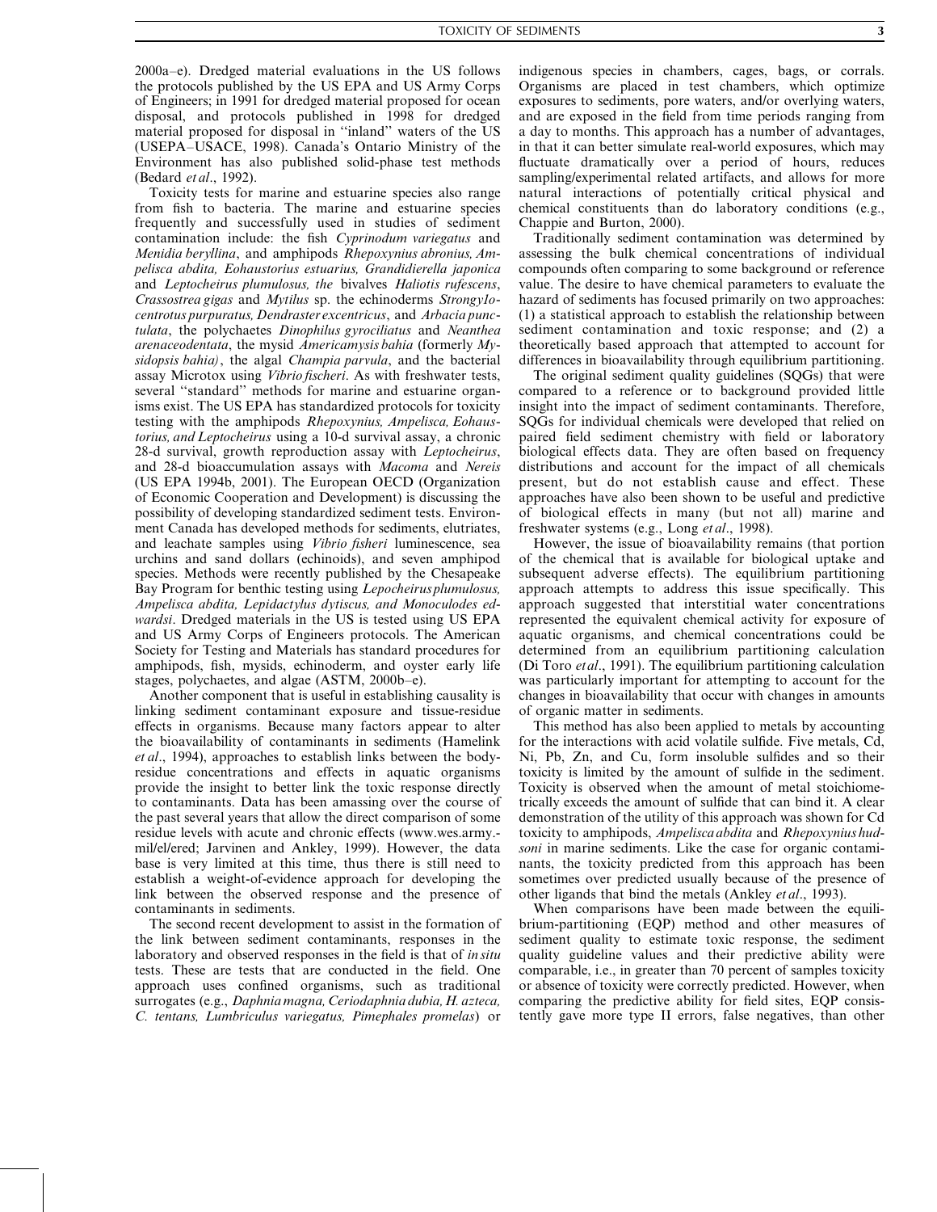2000a–e). Dredged material evaluations in the US follows the protocols published by the US EPA and US Army Corps of Engineers; in 1991 for dredged material proposed for ocean disposal, and protocols published in 1998 for dredged material proposed for disposal in "inland" waters of the US (USEPA–USACE, 1998). Canada's Ontario Ministry of the Environment has also published solid-phase test methods (Bedard *et al*., 1992).

Toxicity tests for marine and estuarine species also range from fish to bacteria. The marine and estuarine species frequently and successfully used in studies of sediment contamination include: the fish *Cyprinodum variegatus* and *Menidia beryllina*, and amphipods *Rhepoxynius abronius, Ampelisca abdita, Eohaustorius estuarius, Grandidierella japonica* and *Leptocheirus plumulosus, the* bivalves *Haliotis rufescens*, *Crassostrea gigas* and *Mytilus* sp. the echinoderms *Strongylocentrotus purpuratus, Dendraster excentricus*, and *Arbacia punctulata*, the polychaetes *Dinophilus gyrociliatus* and *Neanthea arenaceodentata*, the mysid *Americamysis bahia* (formerly *Mysidopsis bahia)*, the algal *Champia parvula*, and the bacterial assay Microtox using *Vibrio fischeri*. As with freshwater tests, several "standard" methods for marine and estuarine organisms exist. The US EPA has standardized protocols for toxicity testing with the amphipods *Rhepoxynius, Ampelisca, Eohaustorius, and Leptocheirus* using a 10-d survival assay, a chronic 28-d survival, growth reproduction assay with *Leptocheirus*, and 28-d bioaccumulation assays with *Macoma* and *Nereis* (US EPA 1994b, 2001). The European OECD (Organization of Economic Cooperation and Development) is discussing the possibility of developing standardized sediment tests. Environment Canada has developed methods for sediments, elutriates, and leachate samples using *Vibrio fisheri* luminescence, sea urchins and sand dollars (echinoids), and seven amphipod species. Methods were recently published by the Chesapeake Bay Program for benthic testing using *Lepocheirus plumulosus, Ampelisca abdita, Lepidactylus dytiscus, and Monoculodes edwardsi*. Dredged materials in the US is tested using US EPA and US Army Corps of Engineers protocols. The American Society for Testing and Materials has standard procedures for amphipods, fish, mysids, echinoderm, and oyster early life stages, polychaetes, and algae (ASTM, 2000b–e).

Another component that is useful in establishing causality is linking sediment contaminant exposure and tissue-residue effects in organisms. Because many factors appear to alter the bioavailability of contaminants in sediments (Hamelink *et al*., 1994), approaches to establish links between the body-residue concentrations and effects in aquatic organisms provide the insight to better link the toxic response directly to contaminants. Data has been amassing over the course of the past several years that allow the direct comparison of some residue levels with acute and chronic effects (www.wes.army.mil/el/ered; Jarvinen and Ankley, 1999). However, the data base is very limited at this time, thus there is still need to establish a weight-of-evidence approach for developing the link between the observed response and the presence of contaminants in sediments.

The second recent development to assist in the formation of the link between sediment contaminants, responses in the laboratory and observed responses in the field is that of *in situ* tests. These are tests that are conducted in the field. One approach uses confined organisms, such as traditional surrogates (e.g., *Daphnia magna, Ceriodaphnia dubia, H. azteca, C. tentans, Lumbriculus variegatus, Pimephales promelas*) or indigenous species in chambers, cages, bags, or corrals. Organisms are placed in test chambers, which optimize exposures to sediments, pore waters, and/or overlying waters, and are exposed in the field from time periods ranging from a day to months. This approach has a number of advantages, in that it can better simulate real-world exposures, which may fluctuate dramatically over a period of hours, reduces sampling/experimental related artifacts, and allows for more natural interactions of potentially critical physical and chemical constituents than do laboratory conditions (e.g., Chappie and Burton, 2000).

Traditionally sediment contamination was determined by assessing the bulk chemical concentrations of individual compounds often comparing to some background or reference value. The desire to have chemical parameters to evaluate the hazard of sediments has focused primarily on two approaches: (1) a statistical approach to establish the relationship between sediment contamination and toxic response; and (2) a theoretically based approach that attempted to account for differences in bioavailability through equilibrium partitioning.

The original sediment quality guidelines (SQGs) that were compared to a reference or to background provided little insight into the impact of sediment contaminants. Therefore, SQGs for individual chemicals were developed that relied on paired field sediment chemistry with field or laboratory biological effects data. They are often based on frequency distributions and account for the impact of all chemicals present, but do not establish cause and effect. These approaches have also been shown to be useful and predictive of biological effects in many (but not all) marine and freshwater systems (e.g., Long *et al*., 1998).

However, the issue of bioavailability remains (that portion of the chemical that is available for biological uptake and subsequent adverse effects). The equilibrium partitioning approach attempts to address this issue specifically. This approach suggested that interstitial water concentrations represented the equivalent chemical activity for exposure of aquatic organisms, and chemical concentrations could be determined from an equilibrium partitioning calculation (Di Toro *et al*., 1991). The equilibrium partitioning calculation was particularly important for attempting to account for the changes in bioavailability that occur with changes in amounts of organic matter in sediments.

This method has also been applied to metals by accounting for the interactions with acid volatile sulfide. Five metals, Cd, Ni, Pb, Zn, and Cu, form insoluble sulfides and so their toxicity is limited by the amount of sulfide in the sediment. Toxicity is observed when the amount of metal stoichiometrically exceeds the amount of sulfide that can bind it. A clear demonstration of the utility of this approach was shown for Cd toxicity to amphipods, *Ampelisca abdita* and *Rhepoxynius hudsoni* in marine sediments. Like the case for organic contaminants, the toxicity predicted from this approach has been sometimes over predicted usually because of the presence of other ligands that bind the metals (Ankley *et al*., 1993).

When comparisons have been made between the equilibrium-partitioning (EQP) method and other measures of sediment quality to estimate toxic response, the sediment quality guideline values and their predictive ability were comparable, i.e., in greater than 70 percent of samples toxicity or absence of toxicity were correctly predicted. However, when comparing the predictive ability for field sites, EQP consistently gave more type II errors, false negatives, than other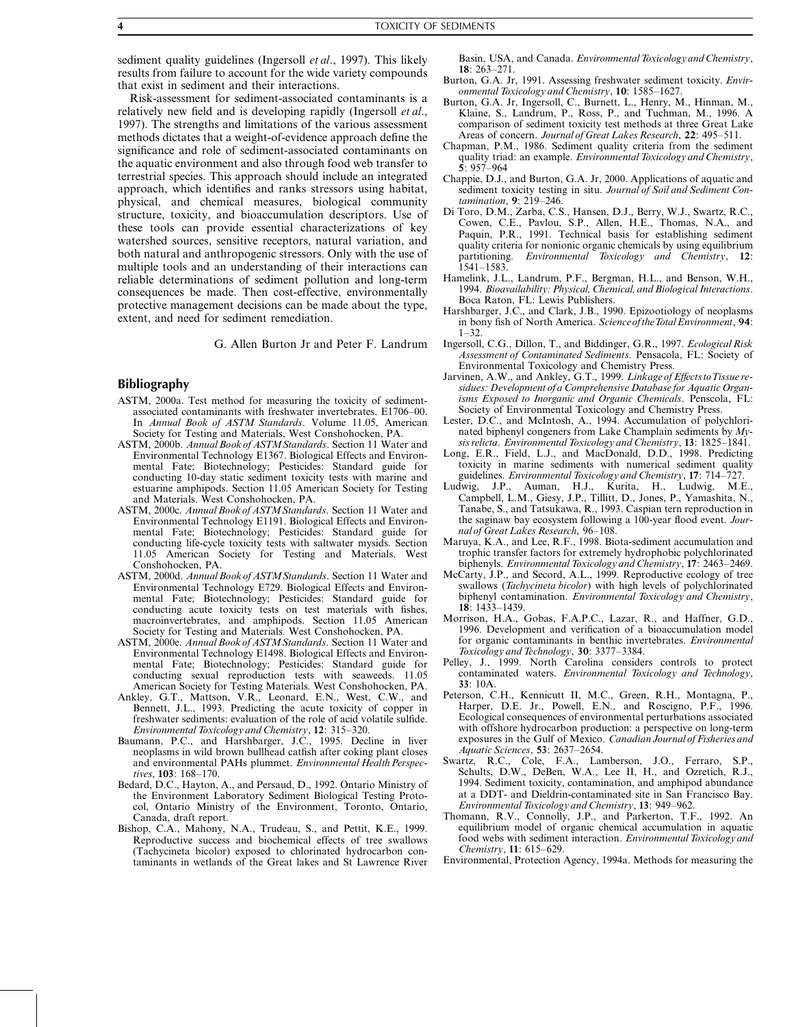sediment quality guidelines (Ingersoll *et al*., 1997). This likely results from failure to account for the wide variety compounds that exist in sediment and their interactions.

Risk-assessment for sediment-associated contaminants is a relatively new field and is developing rapidly (Ingersoll *et al*., 1997). The strengths and limitations of the various assessment methods dictates that a weight-of-evidence approach define the significance and role of sediment-associated contaminants on the aquatic environment and also through food web transfer to terrestrial species. This approach should include an integrated approach, which identifies and ranks stressors using habitat, physical, and chemical measures, biological community structure, toxicity, and bioaccumulation descriptors. Use of these tools can provide essential characterizations of key watershed sources, sensitive receptors, natural variation, and both natural and anthropogenic stressors. Only with the use of multiple tools and an understanding of their interactions can reliable determinations of sediment pollution and long-term consequences be made. Then cost-effective, environmentally protective management decisions can be made about the type, extent, and need for sediment remediation.

G. Allen Burton Jr and Peter F. Landrum

## Bibliography

ASTM, 2000a. Test method for measuring the toxicity of sediment-associated contaminants with freshwater invertebrates. E1706–00. In *Annual Book of ASTM Standards*. Volume 11.05, American Society for Testing and Materials, West Conshohocken, PA.

ASTM, 2000b. *Annual Book of ASTM Standards*. Section 11 Water and Environmental Technology E1367. Biological Effects and Environmental Fate; Biotechnology; Pesticides: Standard guide for conducting 10-day static sediment toxicity tests with marine and estuarine amphipods. Section 11.05 American Society for Testing and Materials. West Conshohocken, PA.

ASTM, 2000c. *Annual Book of ASTM Standards*. Section 11 Water and Environmental Technology E1191. Biological Effects and Environmental Fate; Biotechnology; Pesticides: Standard guide for conducting life-cycle toxicity tests with saltwater mysids. Section 11.05 American Society for Testing and Materials. West Conshohocken, PA.

ASTM, 2000d. *Annual Book of ASTM Standards*. Section 11 Water and Environmental Technology E729. Biological Effects and Environmental Fate; Biotechnology; Pesticides: Standard guide for conducting acute toxicity tests on test materials with fishes, macroinvertebrates, and amphipods. Section 11.05 American Society for Testing and Materials. West Conshohocken, PA.

ASTM, 2000e. *Annual Book of ASTM Standards*. Section 11 Water and Environmental Technology E1498. Biological Effects and Environmental Fate; Biotechnology; Pesticides: Standard guide for conducting sexual reproduction tests with seaweeds. 11.05 American Society for Testing Materials. West Conshohocken, PA.

Ankley, G.T., Mattson, V.R., Leonard, E.N., West, C.W., and Bennett, J.L., 1993. Predicting the acute toxicity of copper in freshwater sediments: evaluation of the role of acid volatile sulfide. *Environmental Toxicology and Chemistry*, **12**: 315–320.

Baumann, P.C., and Harshbarger, J.C., 1995. Decline in liver neoplasms in wild brown bullhead catfish after coking plant closes and environmental PAHs plummet. *Environmental Health Perspectives*, **103**: 168–170.

Bedard, D.C., Hayton, A., and Persaud, D., 1992. Ontario Ministry of the Environment Laboratory Sediment Biological Testing Protocol, Ontario Ministry of the Environment, Toronto, Ontario, Canada, draft report.

Bishop, C.A., Mahony, N.A., Trudeau, S., and Pettit, K.E., 1999. Reproductive success and biochemical effects of tree swallows (Tachycineta bicolor) exposed to chlorinated hydrocarbon contaminants in wetlands of the Great lakes and St Lawrence River Basin, USA, and Canada. *Environmental Toxicology and Chemistry*, **18**: 263–271.

Burton, G.A. Jr, 1991. Assessing freshwater sediment toxicity. *Environmental Toxicology and Chemistry*, **10**: 1585–1627.

Burton, G.A. Jr, Ingersoll, C., Burnett, L., Henry, M., Hinman, M., Klaine, S., Landrum, P., Ross, P., and Tuchman, M., 1996. A comparison of sediment toxicity test methods at three Great Lake Areas of concern. *Journal of Great Lakes Research*, **22**: 495–511.

Chapman, P.M., 1986. Sediment quality criteria from the sediment quality triad: an example. *Environmental Toxicology and Chemistry*, **5**: 957–964

Chappie, D.J., and Burton, G.A. Jr, 2000. Applications of aquatic and sediment toxicity testing in situ. *Journal of Soil and Sediment Contamination*, **9**: 219–246.

Di Toro, D.M., Zarba, C.S., Hansen, D.J., Berry, W.J., Swartz, R.C., Cowen, C.E., Pavlou, S.P., Allen, H.E., Thomas, N.A., and Paquin, P.R., 1991. Technical basis for establishing sediment quality criteria for nonionic organic chemicals by using equilibrium partitioning. *Environmental Toxicology and Chemistry*, **12**: 1541–1583.

Hamelink, J.L., Landrum, P.F., Bergman, H.L., and Benson, W.H., 1994. *Bioavailability: Physical, Chemical, and Biological Interactions*. Boca Raton, FL: Lewis Publishers.

Harshbarger, J.C., and Clark, J.B., 1990. Epizootiology of neoplasms in bony fish of North America. *Science of the Total Environment*, **94**: 1–32.

Ingersoll, C.G., Dillon, T., and Biddinger, G.R., 1997. *Ecological Risk Assessment of Contaminated Sediments*. Pensacola, FL: Society of Environmental Toxicology and Chemistry Press.

Jarvinen, A.W., and Ankley, G.T., 1999. *Linkage of Effects to Tissue residues: Development of a Comprehensive Database for Aquatic Organisms Exposed to Inorganic and Organic Chemicals*. Penscola, FL: Society of Environmental Toxicology and Chemistry Press.

Lester, D.C., and McIntosh, A., 1994. Accumulation of polychlorinated biphenyl congeners from Lake Champlain sediments by *Mysis relicta*. *Environmental Toxicology and Chemistry*, **13**: 1825–1841.

Long, E.R., Field, L.J., and MacDonald, D.D., 1998. Predicting toxicity in marine sediments with numerical sediment quality guidelines. *Environmental Toxicology and Chemistry*, **17**: 714–727.

Ludwig, J.P., Auman, H.J., Kurita, H., Ludwig, M.E., Campbell, L.M., Giesy, J.P., Tillitt, D., Jones, P., Yamashita, N., Tanabe, S., and Tatsukawa, R., 1993. Caspian tern reproduction in the saginaw bay ecosystem following a 100-year flood event. *Journal of Great Lakes Research*, 96–108.

Maruya, K.A., and Lee, R.F., 1998. Biota-sediment accumulation and trophic transfer factors for extremely hydrophobic polychlorinated biphenyls. *Environmental Toxicology and Chemistry*, **17**: 2463–2469.

McCarty, J.P., and Secord, A.L., 1999. Reproductive ecology of tree swallows (*Tachycineta bicolor*) with high levels of polychlorinated biphenyl contamination. *Environmental Toxicology and Chemistry*, **18**: 1433–1439.

Morrison, H.A., Gobas, F.A.P.C., Lazar, R., and Haffner, G.D., 1996. Development and verification of a bioaccumulation model for organic contaminants in benthic invertebrates. *Environmental Toxicology and Technology*, **30**: 3377–3384.

Pelley, J., 1999. North Carolina considers controls to protect contaminated waters. *Environmental Toxicology and Technology*, **33**: 10A.

Peterson, C.H., Kennicutt II, M.C., Green, R.H., Montagna, P., Harper, D.E. Jr., Powell, E.N., and Roscigno, P.F., 1996. Ecological consequences of environmental perturbations associated with offshore hydrocarbon production: a perspective on long-term exposures in the Gulf of Mexico. *Canadian Journal of Fisheries and Aquatic Sciences*, **53**: 2637–2654.

Swartz, R.C., Cole, F.A., Lamberson, J.O., Ferraro, S.P., Schults, D.W., DeBen, W.A., Lee II, H., and Ozretich, R.J., 1994. Sediment toxicity, contamination, and amphipod abundance at a DDT- and Dieldrin-contaminated site in San Francisco Bay. *Environmental Toxicology and Chemistry*, **13**: 949–962.

Thomann, R.V., Connolly, J.P., and Parkerton, T.F., 1992. An equilibrium model of organic chemical accumulation in aquatic food webs with sediment interaction. *Environmental Toxicology and Chemistry*, **11**: 615–629.

Environmental, Protection Agency, 1994a. Methods for measuring the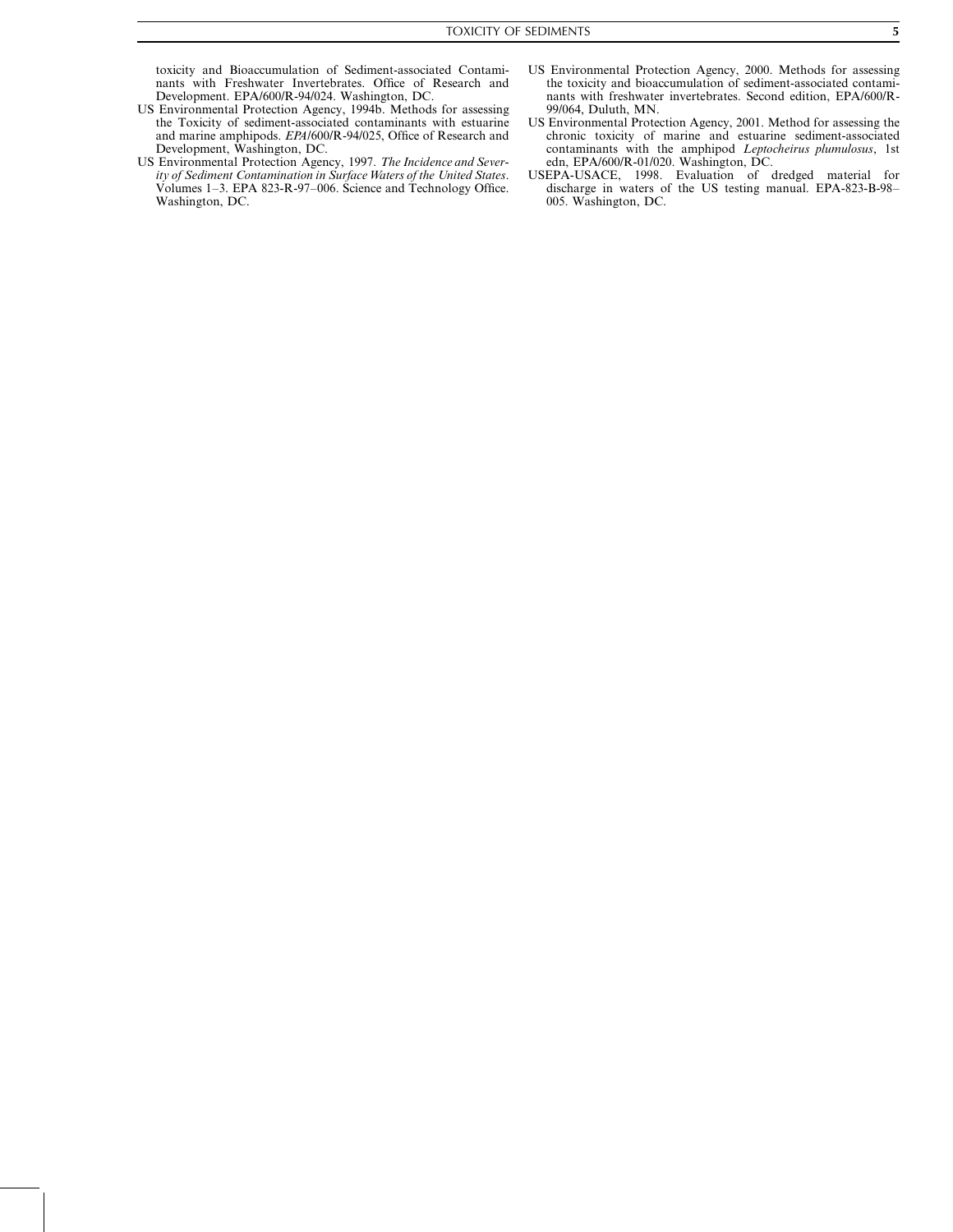toxicity and Bioaccumulation of Sediment-associated Contaminants with Freshwater Invertebrates. Office of Research and Development. EPA/600/R-94/024. Washington, DC.

US Environmental Protection Agency, 1994b. Methods for assessing the Toxicity of sediment-associated contaminants with estuarine and marine amphipods. *EPA*/600/R-94/025, Office of Research and Development, Washington, DC.

US Environmental Protection Agency, 1997. *The Incidence and Severity of Sediment Contamination in Surface Waters of the United States*. Volumes 1–3. EPA 823-R-97–006. Science and Technology Office. Washington, DC.

US Environmental Protection Agency, 2000. Methods for assessing the toxicity and bioaccumulation of sediment-associated contaminants with freshwater invertebrates. Second edition, EPA/600/R-99/064, Duluth, MN.

US Environmental Protection Agency, 2001. Method for assessing the chronic toxicity of marine and estuarine sediment-associated contaminants with the amphipod *Leptocheirus plumulosus*, 1st edn, EPA/600/R-01/020. Washington, DC.

USEPA-USACE, 1998. Evaluation of dredged material for discharge in waters of the US testing manual. EPA-823-B-98–005. Washington, DC.